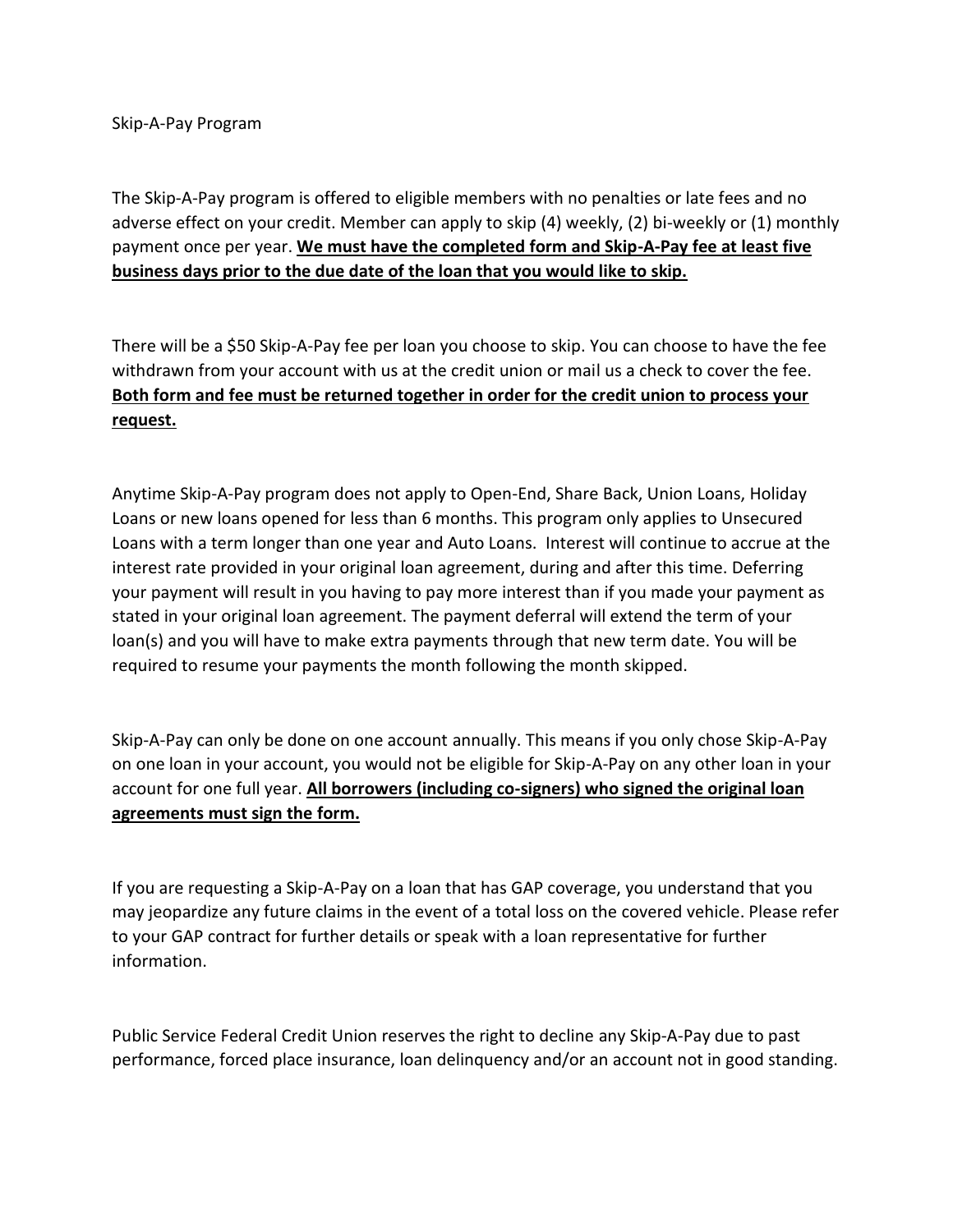# Skip-A-Pay Program

The Skip-A-Pay program is offered to eligible members with no penalties or late fees and no adverse effect on your credit. Member can apply to skip (4) weekly, (2) bi-weekly or (1) monthly payment once per year. **We must have the completed form and Skip-A-Pay fee at least five business days prior to the due date of the loan that you would like to skip.**

There will be a $50 Skip-A-Pay fee per loan you choose to skip. You can choose to have the fee withdrawn from your account with us at the credit union or mail us a check to cover the fee. **Both form and fee must be returned together in order for the credit union to process your request.**

Anytime Skip-A-Pay program does not apply to Open-End, Share Back, Union Loans, Holiday Loans or new loans opened for less than 6 months. This program only applies to Unsecured Loans with a term longer than one year and Auto Loans. Interest will continue to accrue at the interest rate provided in your original loan agreement, during and after this time. Deferring your payment will result in you having to pay more interest than if you made your payment as stated in your original loan agreement. The payment deferral will extend the term of your loan(s) and you will have to make extra payments through that new term date. You will be required to resume your payments the month following the month skipped.

Skip-A-Pay can only be done on one account annually. This means if you only chose Skip-A-Pay on one loan in your account, you would not be eligible for Skip-A-Pay on any other loan in your account for one full year. **All borrowers (including co-signers) who signed the original loan agreements must sign the form.**

If you are requesting a Skip-A-Pay on a loan that has GAP coverage, you understand that you may jeopardize any future claims in the event of a total loss on the covered vehicle. Please refer to your GAP contract for further details or speak with a loan representative for further information.

Public Service Federal Credit Union reserves the right to decline any Skip-A-Pay due to past performance, forced place insurance, loan delinquency and/or an account not in good standing.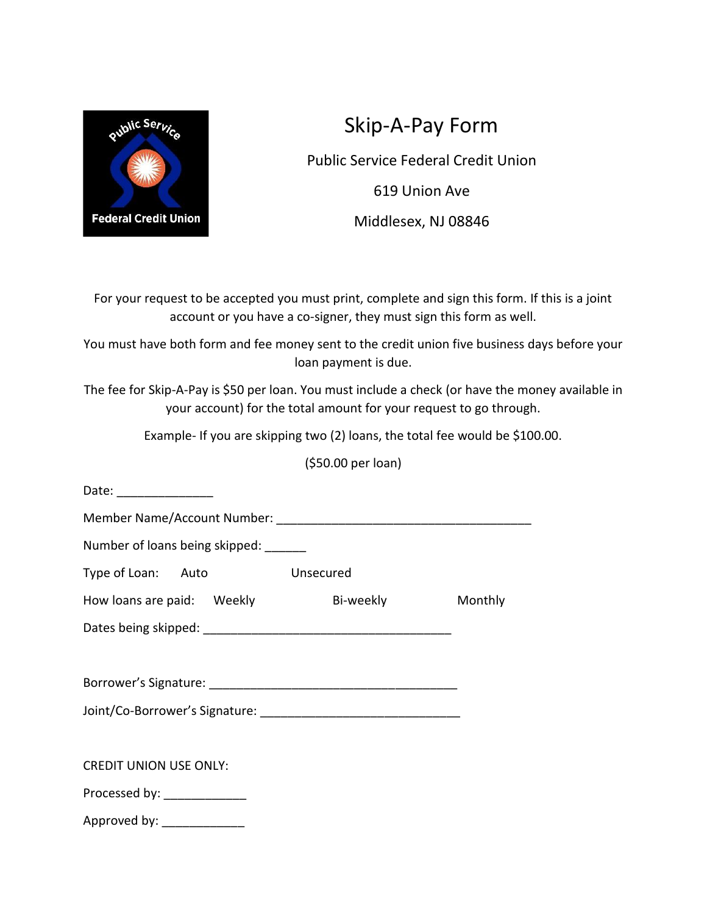# Skip-A-Pay Form

Public Service Federal Credit Union

619 Union Ave

Middlesex, NJ 08846

For your request to be accepted you must print, complete and sign this form. If this is a joint account or you have a co-signer, they must sign this form as well.

You must have both form and fee money sent to the credit union five business days before your loan payment is due.

The fee for Skip-A-Pay is $50 per loan. You must include a check (or have the money available in your account) for the total amount for your request to go through.

Example- If you are skipping two (2) loans, the total fee would be $100.00.

($50.00 per loan)

Date: ______________

Member Name/Account Number: _____________________________________

Number of loans being skipped: ______

Type of Loan: Auto Unsecured

How loans are paid: Weekly Bi-weekly Monthly

Dates being skipped: ____________________________________

Borrower's Signature: ____________________________________

Joint/Co-Borrower's Signature: _____________________________

CREDIT UNION USE ONLY:

Processed by: ____________

Approved by: ____________